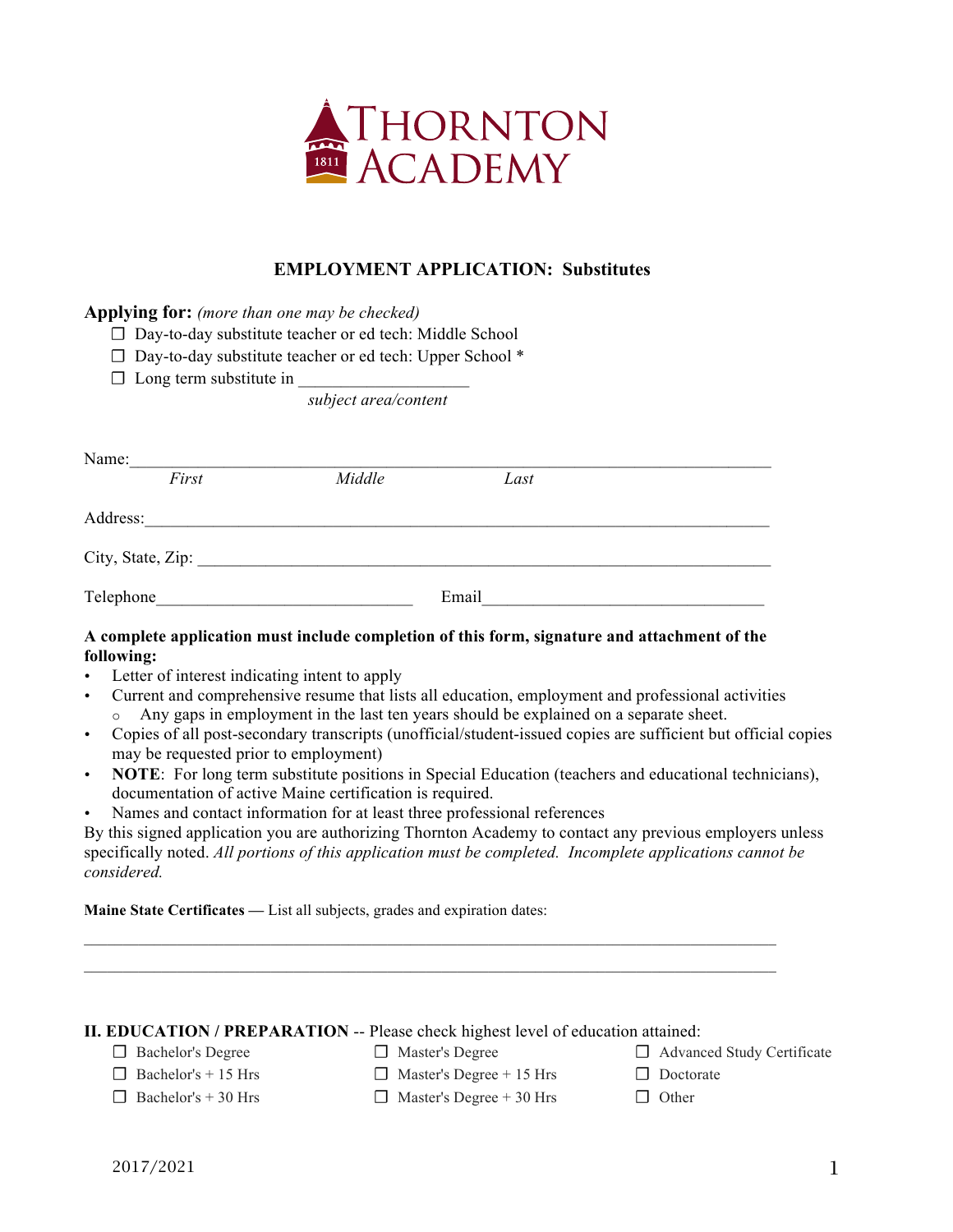THORNTON ACADEMY
1811

## EMPLOYMENT APPLICATION: Substitutes

**Applying for:** *(more than one may be checked)*

- ☐ Day-to-day substitute teacher or ed tech: Middle School
- ☐ Day-to-day substitute teacher or ed tech: Upper School *
- ☐ Long term substitute in ___________________
  *subject area/content*

Name:_______________________________________________________________________
*First* *Middle* *Last*

Address:_____________________________________________________________________

City, State, Zip: ______________________________________________________________

Telephone_____________________________ Email________________________________

**A complete application must include completion of this form, signature and attachment of the following:**

- Letter of interest indicating intent to apply
- Current and comprehensive resume that lists all education, employment and professional activities
  - Any gaps in employment in the last ten years should be explained on a separate sheet.
- Copies of all post-secondary transcripts (unofficial/student-issued copies are sufficient but official copies may be requested prior to employment)
- **NOTE**: For long term substitute positions in Special Education (teachers and educational technicians), documentation of active Maine certification is required.
- Names and contact information for at least three professional references

By this signed application you are authorizing Thornton Academy to contact any previous employers unless specifically noted. *All portions of this application must be completed. Incomplete applications cannot be considered.*

**Maine State Certificates —** List all subjects, grades and expiration dates:

_______________________________________________________________________________

_______________________________________________________________________________

**II. EDUCATION / PREPARATION** -- Please check highest level of education attained:

- ☐ Bachelor's Degree
- ☐ Bachelor's + 15 Hrs
- ☐ Bachelor's + 30 Hrs
- ☐ Master's Degree
- ☐ Master's Degree + 15 Hrs
- ☐ Master's Degree + 30 Hrs
- ☐ Advanced Study Certificate
- ☐ Doctorate
- ☐ Other

2017/2021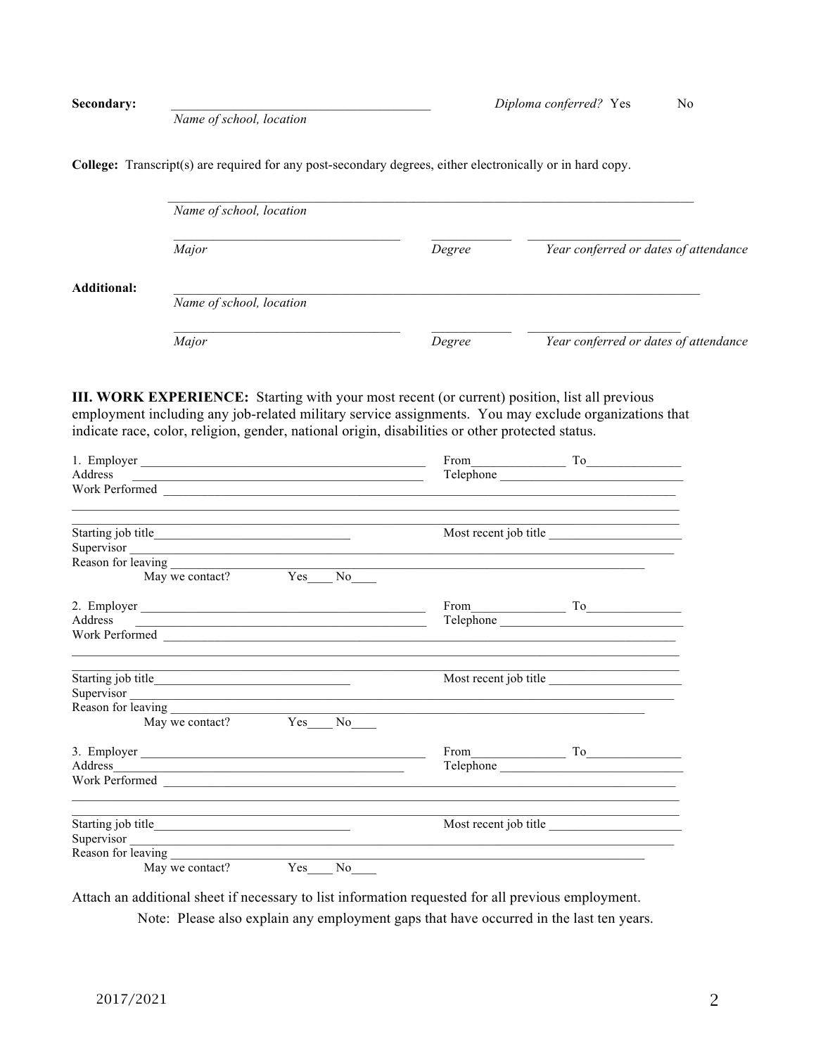**Secondary:** \_\_\_\_\_\_\_\_\_\_\_\_\_\_\_\_\_\_\_\_\_\_\_\_\_\_\_\_\_\_\_\_\_\_\_\_\_\_\_\_ *Diploma conferred?* Yes No

*Name of school, location*

**College:** Transcript(s) are required for any post-secondary degrees, either electronically or in hard copy.

\_\_\_\_\_\_\_\_\_\_\_\_\_\_\_\_\_\_\_\_\_\_\_\_\_\_\_\_\_\_\_\_\_\_\_\_\_\_\_\_\_\_\_\_\_\_\_\_\_\_\_\_\_\_\_\_\_\_\_\_\_\_\_\_\_\_\_\_\_\_\_\_\_\_\_\_\_\_

*Name of school, location*

\_\_\_\_\_\_\_\_\_\_\_\_\_\_\_\_\_\_\_\_\_\_\_\_\_\_\_\_\_\_\_\_\_\_\_ \_\_\_\_\_\_\_\_\_\_\_\_ \_\_\_\_\_\_\_\_\_\_\_\_\_\_\_\_\_\_\_\_\_\_\_\_

*Major* *Degree* *Year conferred or dates of attendance*

**Additional:** \_\_\_\_\_\_\_\_\_\_\_\_\_\_\_\_\_\_\_\_\_\_\_\_\_\_\_\_\_\_\_\_\_\_\_\_\_\_\_\_\_\_\_\_\_\_\_\_\_\_\_\_\_\_\_\_\_\_\_\_\_\_\_\_\_\_\_\_\_\_\_\_\_\_\_\_\_\_

*Name of school, location*

\_\_\_\_\_\_\_\_\_\_\_\_\_\_\_\_\_\_\_\_\_\_\_\_\_\_\_\_\_\_\_\_\_\_\_ \_\_\_\_\_\_\_\_\_\_\_\_ \_\_\_\_\_\_\_\_\_\_\_\_\_\_\_\_\_\_\_\_\_\_\_\_

*Major* *Degree* *Year conferred or dates of attendance*

**III. WORK EXPERIENCE:** Starting with your most recent (or current) position, list all previous employment including any job-related military service assignments. You may exclude organizations that indicate race, color, religion, gender, national origin, disabilities or other protected status.

1. Employer \_\_\_\_\_\_\_\_\_\_\_\_\_\_\_\_\_\_\_\_\_\_\_\_\_\_\_\_\_\_\_\_\_\_\_\_\_\_\_\_\_\_\_\_\_ From\_\_\_\_\_\_\_\_\_\_\_\_\_\_\_ To\_\_\_\_\_\_\_\_\_\_\_\_\_\_\_
Address \_\_\_\_\_\_\_\_\_\_\_\_\_\_\_\_\_\_\_\_\_\_\_\_\_\_\_\_\_\_\_\_\_\_\_\_\_\_\_\_\_\_\_\_\_ Telephone \_\_\_\_\_\_\_\_\_\_\_\_\_\_\_\_\_\_\_\_\_\_\_\_\_\_\_\_\_
Work Performed \_\_\_\_\_\_\_\_\_\_\_\_\_\_\_\_\_\_\_\_\_\_\_\_\_\_\_\_\_\_\_\_\_\_\_\_\_\_\_\_\_\_\_\_\_\_\_\_\_\_\_\_\_\_\_\_\_\_\_\_\_\_\_\_\_\_\_\_\_\_\_\_\_\_\_\_\_\_
\_\_\_\_\_\_\_\_\_\_\_\_\_\_\_\_\_\_\_\_\_\_\_\_\_\_\_\_\_\_\_\_\_\_\_\_\_\_\_\_\_\_\_\_\_\_\_\_\_\_\_\_\_\_\_\_\_\_\_\_\_\_\_\_\_\_\_\_\_\_\_\_\_\_\_\_\_\_\_\_\_\_\_\_\_\_\_\_\_\_\_
Starting job title\_\_\_\_\_\_\_\_\_\_\_\_\_\_\_\_\_\_\_\_\_\_\_\_\_\_\_\_\_\_\_\_ Most recent job title \_\_\_\_\_\_\_\_\_\_\_\_\_\_\_\_\_\_\_\_\_\_
Supervisor \_\_\_\_\_\_\_\_\_\_\_\_\_\_\_\_\_\_\_\_\_\_\_\_\_\_\_\_\_\_\_\_\_\_\_\_\_\_\_\_\_\_\_\_\_\_\_\_\_\_\_\_\_\_\_\_\_\_\_\_\_\_\_\_\_\_\_\_\_\_\_\_\_\_\_\_\_\_\_\_\_\_\_\_
Reason for leaving \_\_\_\_\_\_\_\_\_\_\_\_\_\_\_\_\_\_\_\_\_\_\_\_\_\_\_\_\_\_\_\_\_\_\_\_\_\_\_\_\_\_\_\_\_\_\_\_\_\_\_\_\_\_\_\_\_\_\_\_\_\_\_\_\_\_\_\_\_\_\_\_\_\_\_\_\_\_
May we contact? Yes\_\_\_\_ No\_\_\_\_

2. Employer \_\_\_\_\_\_\_\_\_\_\_\_\_\_\_\_\_\_\_\_\_\_\_\_\_\_\_\_\_\_\_\_\_\_\_\_\_\_\_\_\_\_\_\_\_ From\_\_\_\_\_\_\_\_\_\_\_\_\_\_\_ To\_\_\_\_\_\_\_\_\_\_\_\_\_\_\_
Address \_\_\_\_\_\_\_\_\_\_\_\_\_\_\_\_\_\_\_\_\_\_\_\_\_\_\_\_\_\_\_\_\_\_\_\_\_\_\_\_\_\_\_\_\_ Telephone \_\_\_\_\_\_\_\_\_\_\_\_\_\_\_\_\_\_\_\_\_\_\_\_\_\_\_\_\_
Work Performed \_\_\_\_\_\_\_\_\_\_\_\_\_\_\_\_\_\_\_\_\_\_\_\_\_\_\_\_\_\_\_\_\_\_\_\_\_\_\_\_\_\_\_\_\_\_\_\_\_\_\_\_\_\_\_\_\_\_\_\_\_\_\_\_\_\_\_\_\_\_\_\_\_\_\_\_\_\_
\_\_\_\_\_\_\_\_\_\_\_\_\_\_\_\_\_\_\_\_\_\_\_\_\_\_\_\_\_\_\_\_\_\_\_\_\_\_\_\_\_\_\_\_\_\_\_\_\_\_\_\_\_\_\_\_\_\_\_\_\_\_\_\_\_\_\_\_\_\_\_\_\_\_\_\_\_\_\_\_\_\_\_\_\_\_\_\_\_\_\_
Starting job title\_\_\_\_\_\_\_\_\_\_\_\_\_\_\_\_\_\_\_\_\_\_\_\_\_\_\_\_\_\_\_\_ Most recent job title \_\_\_\_\_\_\_\_\_\_\_\_\_\_\_\_\_\_\_\_\_\_
Supervisor \_\_\_\_\_\_\_\_\_\_\_\_\_\_\_\_\_\_\_\_\_\_\_\_\_\_\_\_\_\_\_\_\_\_\_\_\_\_\_\_\_\_\_\_\_\_\_\_\_\_\_\_\_\_\_\_\_\_\_\_\_\_\_\_\_\_\_\_\_\_\_\_\_\_\_\_\_\_\_\_\_\_\_\_
Reason for leaving \_\_\_\_\_\_\_\_\_\_\_\_\_\_\_\_\_\_\_\_\_\_\_\_\_\_\_\_\_\_\_\_\_\_\_\_\_\_\_\_\_\_\_\_\_\_\_\_\_\_\_\_\_\_\_\_\_\_\_\_\_\_\_\_\_\_\_\_\_\_\_\_\_\_\_\_\_\_
May we contact? Yes\_\_\_\_ No\_\_\_\_

3. Employer \_\_\_\_\_\_\_\_\_\_\_\_\_\_\_\_\_\_\_\_\_\_\_\_\_\_\_\_\_\_\_\_\_\_\_\_\_\_\_\_\_\_\_\_\_ From\_\_\_\_\_\_\_\_\_\_\_\_\_\_\_ To\_\_\_\_\_\_\_\_\_\_\_\_\_\_\_
Address\_\_\_\_\_\_\_\_\_\_\_\_\_\_\_\_\_\_\_\_\_\_\_\_\_\_\_\_\_\_\_\_\_\_\_\_\_\_\_\_\_\_\_\_\_ Telephone \_\_\_\_\_\_\_\_\_\_\_\_\_\_\_\_\_\_\_\_\_\_\_\_\_\_\_\_\_
Work Performed \_\_\_\_\_\_\_\_\_\_\_\_\_\_\_\_\_\_\_\_\_\_\_\_\_\_\_\_\_\_\_\_\_\_\_\_\_\_\_\_\_\_\_\_\_\_\_\_\_\_\_\_\_\_\_\_\_\_\_\_\_\_\_\_\_\_\_\_\_\_\_\_\_\_\_\_\_\_
\_\_\_\_\_\_\_\_\_\_\_\_\_\_\_\_\_\_\_\_\_\_\_\_\_\_\_\_\_\_\_\_\_\_\_\_\_\_\_\_\_\_\_\_\_\_\_\_\_\_\_\_\_\_\_\_\_\_\_\_\_\_\_\_\_\_\_\_\_\_\_\_\_\_\_\_\_\_\_\_\_\_\_\_\_\_\_\_\_\_\_
Starting job title\_\_\_\_\_\_\_\_\_\_\_\_\_\_\_\_\_\_\_\_\_\_\_\_\_\_\_\_\_\_\_\_ Most recent job title \_\_\_\_\_\_\_\_\_\_\_\_\_\_\_\_\_\_\_\_\_\_
Supervisor \_\_\_\_\_\_\_\_\_\_\_\_\_\_\_\_\_\_\_\_\_\_\_\_\_\_\_\_\_\_\_\_\_\_\_\_\_\_\_\_\_\_\_\_\_\_\_\_\_\_\_\_\_\_\_\_\_\_\_\_\_\_\_\_\_\_\_\_\_\_\_\_\_\_\_\_\_\_\_\_\_\_\_\_
Reason for leaving \_\_\_\_\_\_\_\_\_\_\_\_\_\_\_\_\_\_\_\_\_\_\_\_\_\_\_\_\_\_\_\_\_\_\_\_\_\_\_\_\_\_\_\_\_\_\_\_\_\_\_\_\_\_\_\_\_\_\_\_\_\_\_\_\_\_\_\_\_\_\_\_\_\_\_\_\_\_
May we contact? Yes\_\_\_\_ No\_\_\_\_

Attach an additional sheet if necessary to list information requested for all previous employment.

Note: Please also explain any employment gaps that have occurred in the last ten years.

2017/2021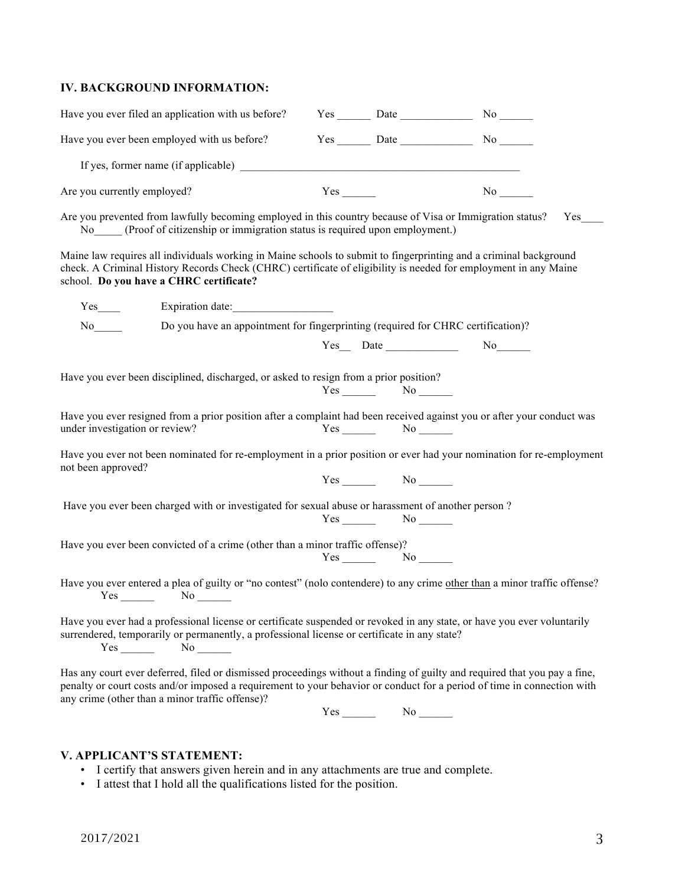### IV. BACKGROUND INFORMATION:

Have you ever filed an application with us before? Yes ______ Date _____________ No ______

Have you ever been employed with us before? Yes ______ Date _____________ No ______

If yes, former name (if applicable) ___________________________________________________

Are you currently employed? Yes ______ No ______

Are you prevented from lawfully becoming employed in this country because of Visa or Immigration status? Yes____ No_____ (Proof of citizenship or immigration status is required upon employment.)

Maine law requires all individuals working in Maine schools to submit to fingerprinting and a criminal background check. A Criminal History Records Check (CHRC) certificate of eligibility is needed for employment in any Maine school. **Do you have a CHRC certificate?**

Yes____ Expiration date:__________________

No_____ Do you have an appointment for fingerprinting (required for CHRC certification)?

Yes__ Date _____________ No______

Have you ever been disciplined, discharged, or asked to resign from a prior position?
Yes ______ No ______

Have you ever resigned from a prior position after a complaint had been received against you or after your conduct was under investigation or review? Yes ______ No ______

Have you ever not been nominated for re-employment in a prior position or ever had your nomination for re-employment not been approved?
Yes ______ No ______

Have you ever been charged with or investigated for sexual abuse or harassment of another person ?
Yes ______ No ______

Have you ever been convicted of a crime (other than a minor traffic offense)?
Yes ______ No ______

Have you ever entered a plea of guilty or "no contest" (nolo contendere) to any crime other than a minor traffic offense?
Yes ______ No ______

Have you ever had a professional license or certificate suspended or revoked in any state, or have you ever voluntarily surrendered, temporarily or permanently, a professional license or certificate in any state?
Yes ______ No ______

Has any court ever deferred, filed or dismissed proceedings without a finding of guilty and required that you pay a fine, penalty or court costs and/or imposed a requirement to your behavior or conduct for a period of time in connection with any crime (other than a minor traffic offense)?
Yes ______ No ______

### V. APPLICANT'S STATEMENT:

- I certify that answers given herein and in any attachments are true and complete.
- I attest that I hold all the qualifications listed for the position.

2017/2021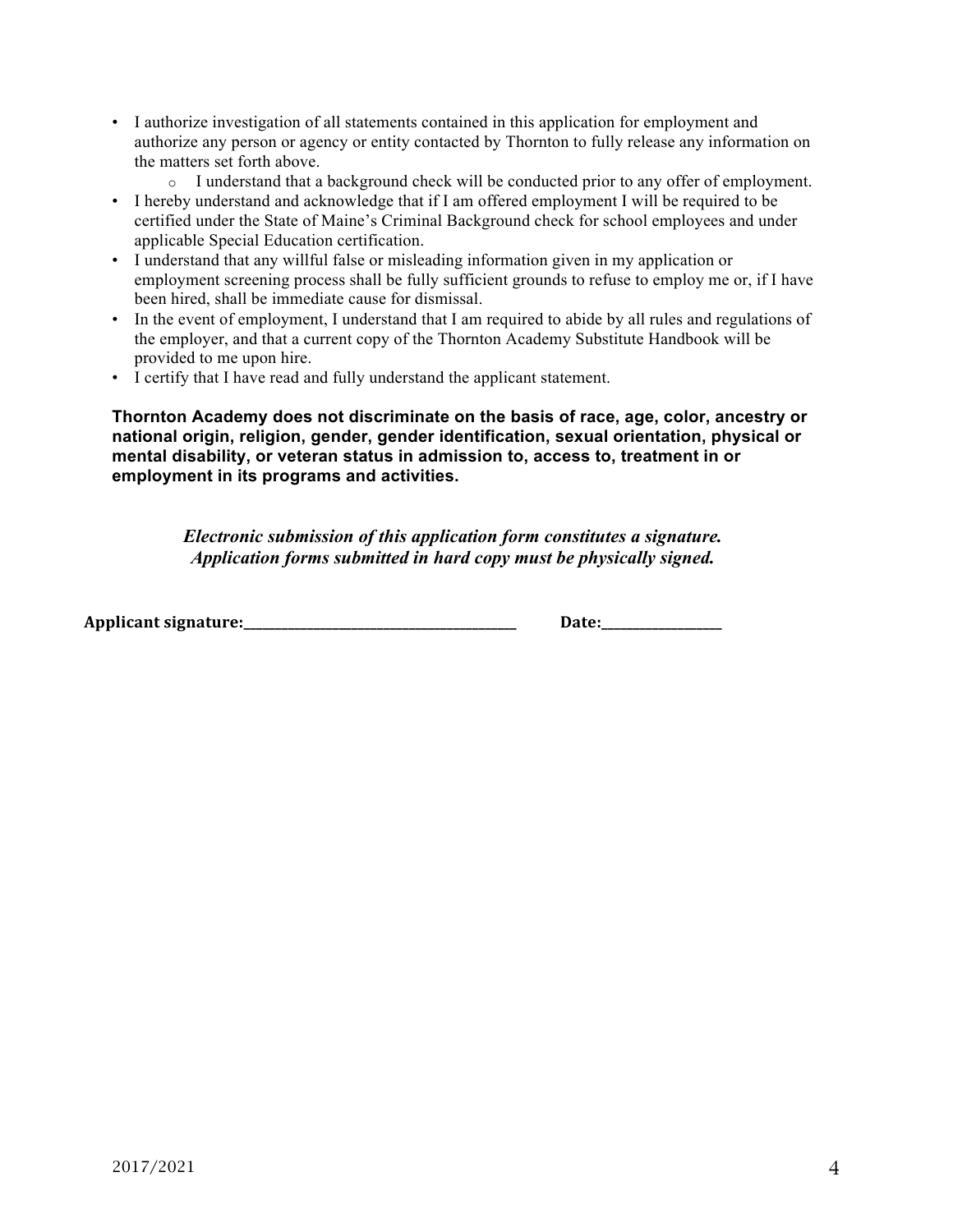- I authorize investigation of all statements contained in this application for employment and authorize any person or agency or entity contacted by Thornton to fully release any information on the matters set forth above.
  - I understand that a background check will be conducted prior to any offer of employment.
- I hereby understand and acknowledge that if I am offered employment I will be required to be certified under the State of Maine's Criminal Background check for school employees and under applicable Special Education certification.
- I understand that any willful false or misleading information given in my application or employment screening process shall be fully sufficient grounds to refuse to employ me or, if I have been hired, shall be immediate cause for dismissal.
- In the event of employment, I understand that I am required to abide by all rules and regulations of the employer, and that a current copy of the Thornton Academy Substitute Handbook will be provided to me upon hire.
- I certify that I have read and fully understand the applicant statement.

**Thornton Academy does not discriminate on the basis of race, age, color, ancestry or national origin, religion, gender, gender identification, sexual orientation, physical or mental disability, or veteran status in admission to, access to, treatment in or employment in its programs and activities.**

***Electronic submission of this application form constitutes a signature. Application forms submitted in hard copy must be physically signed.***

**Applicant signature:**_______________________________________ **Date:**_________________

2017/2021